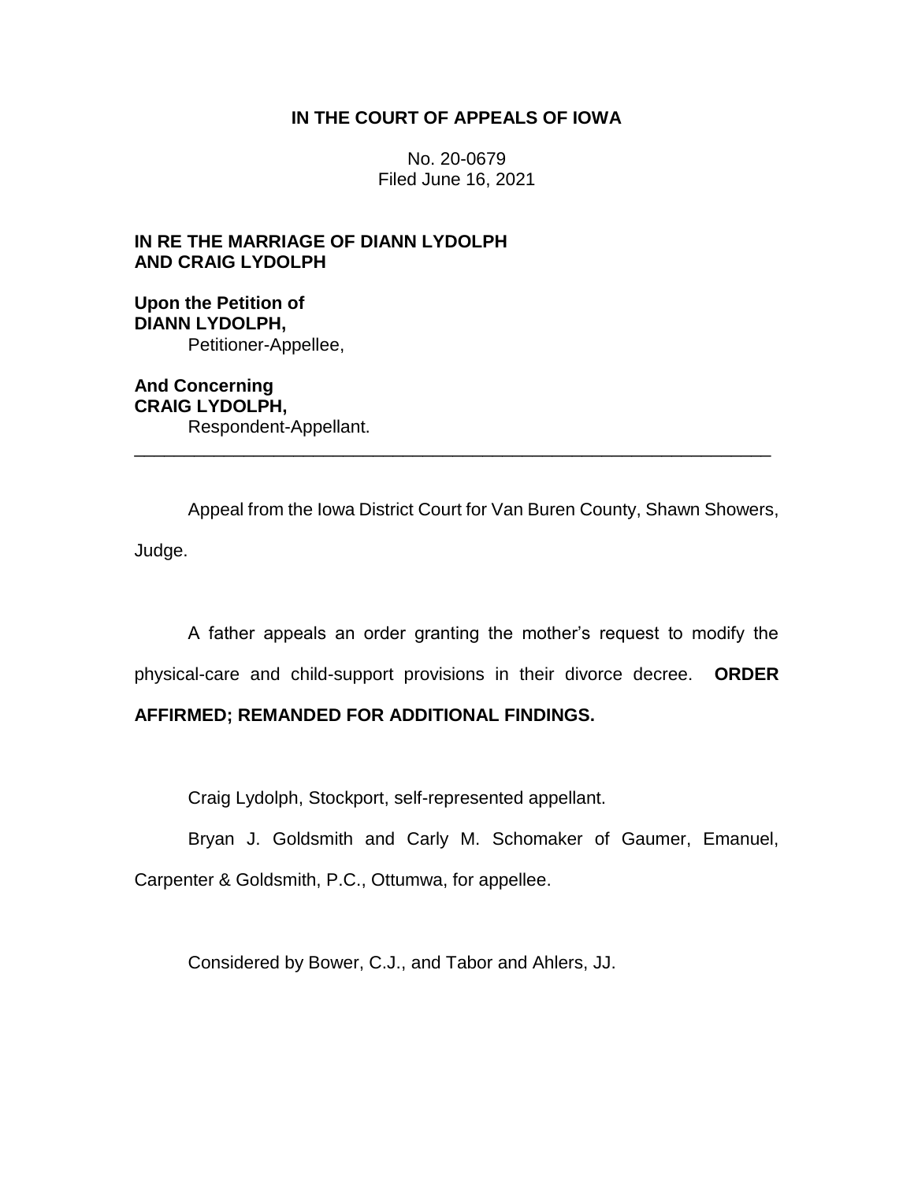**IN THE COURT OF APPEALS OF IOWA**

No. 20-0679
Filed June 16, 2021

**IN RE THE MARRIAGE OF DIANN LYDOLPH AND CRAIG LYDOLPH**

**Upon the Petition of DIANN LYDOLPH,**
Petitioner-Appellee,

**And Concerning CRAIG LYDOLPH,**
Respondent-Appellant.

---

Appeal from the Iowa District Court for Van Buren County, Shawn Showers, Judge.

A father appeals an order granting the mother's request to modify the physical-care and child-support provisions in their divorce decree. **ORDER AFFIRMED; REMANDED FOR ADDITIONAL FINDINGS.**

Craig Lydolph, Stockport, self-represented appellant.

Bryan J. Goldsmith and Carly M. Schomaker of Gaumer, Emanuel, Carpenter & Goldsmith, P.C., Ottumwa, for appellee.

Considered by Bower, C.J., and Tabor and Ahlers, JJ.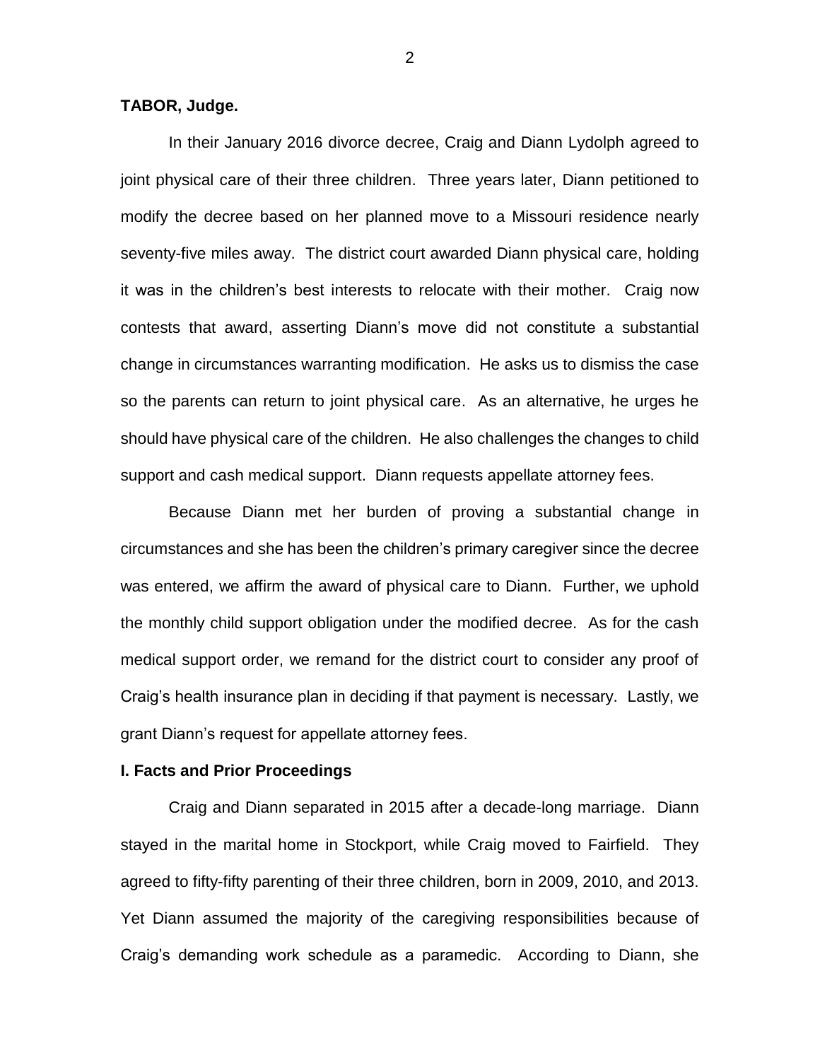**TABOR, Judge.**

In their January 2016 divorce decree, Craig and Diann Lydolph agreed to joint physical care of their three children. Three years later, Diann petitioned to modify the decree based on her planned move to a Missouri residence nearly seventy-five miles away. The district court awarded Diann physical care, holding it was in the children's best interests to relocate with their mother. Craig now contests that award, asserting Diann's move did not constitute a substantial change in circumstances warranting modification. He asks us to dismiss the case so the parents can return to joint physical care. As an alternative, he urges he should have physical care of the children. He also challenges the changes to child support and cash medical support. Diann requests appellate attorney fees.

Because Diann met her burden of proving a substantial change in circumstances and she has been the children's primary caregiver since the decree was entered, we affirm the award of physical care to Diann. Further, we uphold the monthly child support obligation under the modified decree. As for the cash medical support order, we remand for the district court to consider any proof of Craig's health insurance plan in deciding if that payment is necessary. Lastly, we grant Diann's request for appellate attorney fees.

## I. Facts and Prior Proceedings

Craig and Diann separated in 2015 after a decade-long marriage. Diann stayed in the marital home in Stockport, while Craig moved to Fairfield. They agreed to fifty-fifty parenting of their three children, born in 2009, 2010, and 2013. Yet Diann assumed the majority of the caregiving responsibilities because of Craig's demanding work schedule as a paramedic. According to Diann, she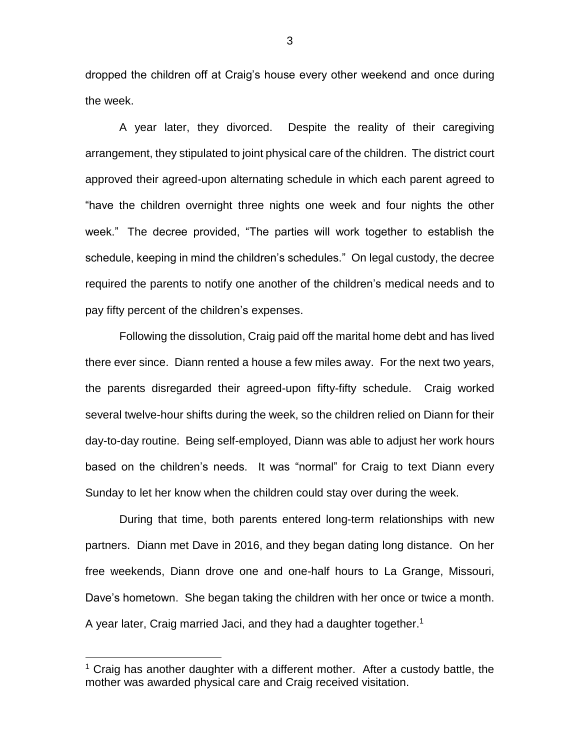dropped the children off at Craig's house every other weekend and once during the week.

A year later, they divorced. Despite the reality of their caregiving arrangement, they stipulated to joint physical care of the children. The district court approved their agreed-upon alternating schedule in which each parent agreed to "have the children overnight three nights one week and four nights the other week." The decree provided, "The parties will work together to establish the schedule, keeping in mind the children's schedules." On legal custody, the decree required the parents to notify one another of the children's medical needs and to pay fifty percent of the children's expenses.

Following the dissolution, Craig paid off the marital home debt and has lived there ever since. Diann rented a house a few miles away. For the next two years, the parents disregarded their agreed-upon fifty-fifty schedule. Craig worked several twelve-hour shifts during the week, so the children relied on Diann for their day-to-day routine. Being self-employed, Diann was able to adjust her work hours based on the children's needs. It was "normal" for Craig to text Diann every Sunday to let her know when the children could stay over during the week.

During that time, both parents entered long-term relationships with new partners. Diann met Dave in 2016, and they began dating long distance. On her free weekends, Diann drove one and one-half hours to La Grange, Missouri, Dave's hometown. She began taking the children with her once or twice a month. A year later, Craig married Jaci, and they had a daughter together.[1]

[1] Craig has another daughter with a different mother. After a custody battle, the mother was awarded physical care and Craig received visitation.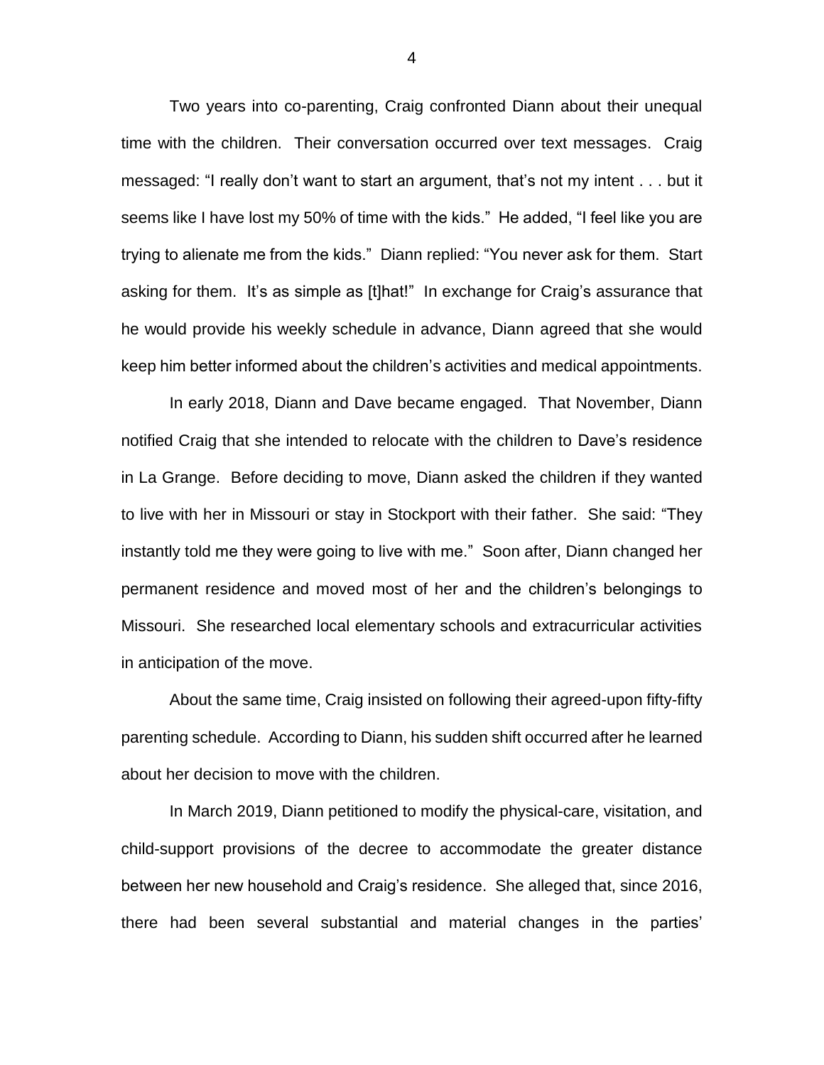Two years into co-parenting, Craig confronted Diann about their unequal time with the children. Their conversation occurred over text messages. Craig messaged: "I really don't want to start an argument, that's not my intent . . . but it seems like I have lost my 50% of time with the kids." He added, "I feel like you are trying to alienate me from the kids." Diann replied: "You never ask for them. Start asking for them. It's as simple as [t]hat!" In exchange for Craig's assurance that he would provide his weekly schedule in advance, Diann agreed that she would keep him better informed about the children's activities and medical appointments.

In early 2018, Diann and Dave became engaged. That November, Diann notified Craig that she intended to relocate with the children to Dave's residence in La Grange. Before deciding to move, Diann asked the children if they wanted to live with her in Missouri or stay in Stockport with their father. She said: "They instantly told me they were going to live with me." Soon after, Diann changed her permanent residence and moved most of her and the children's belongings to Missouri. She researched local elementary schools and extracurricular activities in anticipation of the move.

About the same time, Craig insisted on following their agreed-upon fifty-fifty parenting schedule. According to Diann, his sudden shift occurred after he learned about her decision to move with the children.

In March 2019, Diann petitioned to modify the physical-care, visitation, and child-support provisions of the decree to accommodate the greater distance between her new household and Craig's residence. She alleged that, since 2016, there had been several substantial and material changes in the parties'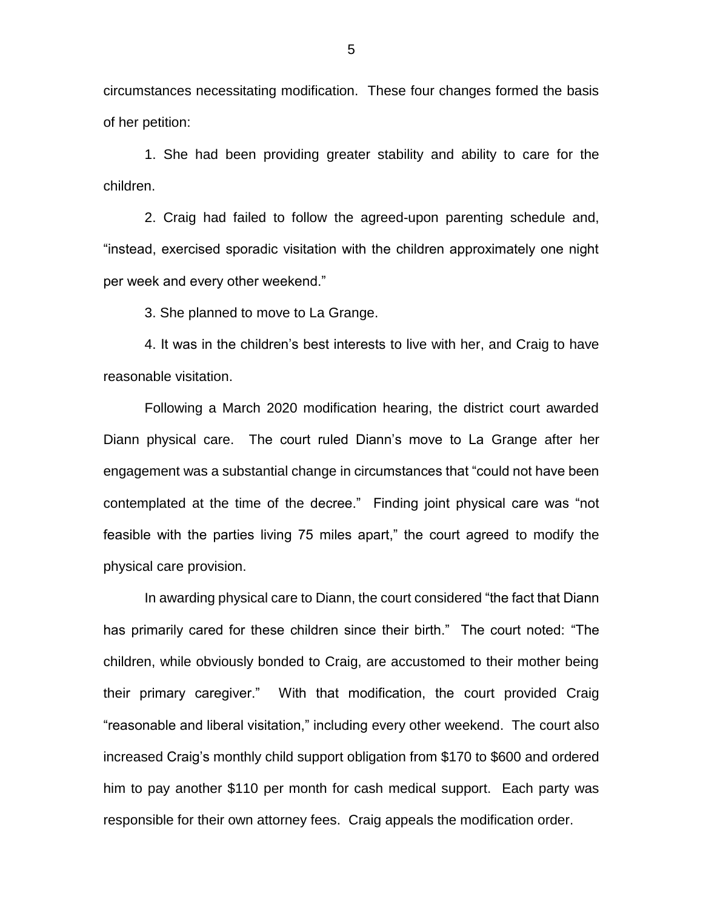circumstances necessitating modification. These four changes formed the basis of her petition:

1. She had been providing greater stability and ability to care for the children.

2. Craig had failed to follow the agreed-upon parenting schedule and, "instead, exercised sporadic visitation with the children approximately one night per week and every other weekend."

3. She planned to move to La Grange.

4. It was in the children's best interests to live with her, and Craig to have reasonable visitation.

Following a March 2020 modification hearing, the district court awarded Diann physical care. The court ruled Diann's move to La Grange after her engagement was a substantial change in circumstances that "could not have been contemplated at the time of the decree." Finding joint physical care was "not feasible with the parties living 75 miles apart," the court agreed to modify the physical care provision.

In awarding physical care to Diann, the court considered "the fact that Diann has primarily cared for these children since their birth." The court noted: "The children, while obviously bonded to Craig, are accustomed to their mother being their primary caregiver." With that modification, the court provided Craig "reasonable and liberal visitation," including every other weekend. The court also increased Craig's monthly child support obligation from $170 to $600 and ordered him to pay another $110 per month for cash medical support. Each party was responsible for their own attorney fees. Craig appeals the modification order.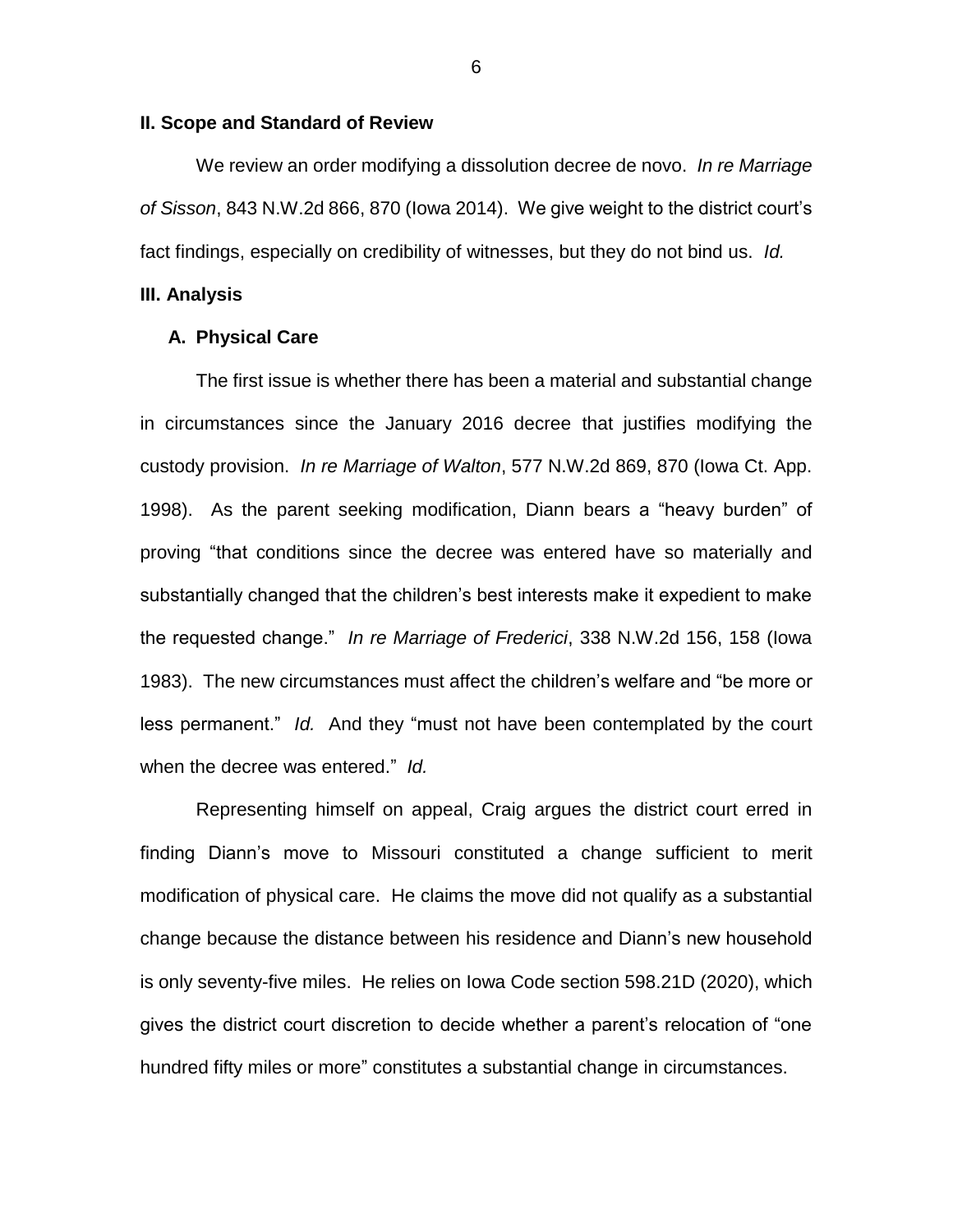## II. Scope and Standard of Review

We review an order modifying a dissolution decree de novo. *In re Marriage of Sisson*, 843 N.W.2d 866, 870 (Iowa 2014). We give weight to the district court's fact findings, especially on credibility of witnesses, but they do not bind us. *Id.*

## III. Analysis

### A. Physical Care

The first issue is whether there has been a material and substantial change in circumstances since the January 2016 decree that justifies modifying the custody provision. *In re Marriage of Walton*, 577 N.W.2d 869, 870 (Iowa Ct. App. 1998). As the parent seeking modification, Diann bears a "heavy burden" of proving "that conditions since the decree was entered have so materially and substantially changed that the children's best interests make it expedient to make the requested change." *In re Marriage of Frederici*, 338 N.W.2d 156, 158 (Iowa 1983). The new circumstances must affect the children's welfare and "be more or less permanent." *Id.* And they "must not have been contemplated by the court when the decree was entered." *Id.*

Representing himself on appeal, Craig argues the district court erred in finding Diann's move to Missouri constituted a change sufficient to merit modification of physical care. He claims the move did not qualify as a substantial change because the distance between his residence and Diann's new household is only seventy-five miles. He relies on Iowa Code section 598.21D (2020), which gives the district court discretion to decide whether a parent's relocation of "one hundred fifty miles or more" constitutes a substantial change in circumstances.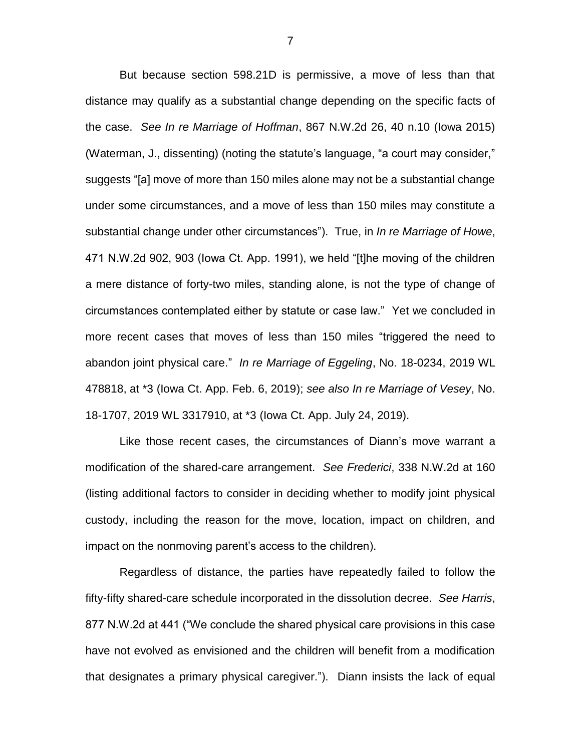But because section 598.21D is permissive, a move of less than that distance may qualify as a substantial change depending on the specific facts of the case. *See In re Marriage of Hoffman*, 867 N.W.2d 26, 40 n.10 (Iowa 2015) (Waterman, J., dissenting) (noting the statute's language, "a court may consider," suggests "[a] move of more than 150 miles alone may not be a substantial change under some circumstances, and a move of less than 150 miles may constitute a substantial change under other circumstances"). True, in *In re Marriage of Howe*, 471 N.W.2d 902, 903 (Iowa Ct. App. 1991), we held "[t]he moving of the children a mere distance of forty-two miles, standing alone, is not the type of change of circumstances contemplated either by statute or case law." Yet we concluded in more recent cases that moves of less than 150 miles "triggered the need to abandon joint physical care." *In re Marriage of Eggeling*, No. 18-0234, 2019 WL 478818, at \*3 (Iowa Ct. App. Feb. 6, 2019); *see also In re Marriage of Vesey*, No. 18-1707, 2019 WL 3317910, at \*3 (Iowa Ct. App. July 24, 2019).

Like those recent cases, the circumstances of Diann's move warrant a modification of the shared-care arrangement. *See Frederici*, 338 N.W.2d at 160 (listing additional factors to consider in deciding whether to modify joint physical custody, including the reason for the move, location, impact on children, and impact on the nonmoving parent's access to the children).

Regardless of distance, the parties have repeatedly failed to follow the fifty-fifty shared-care schedule incorporated in the dissolution decree. *See Harris*, 877 N.W.2d at 441 ("We conclude the shared physical care provisions in this case have not evolved as envisioned and the children will benefit from a modification that designates a primary physical caregiver."). Diann insists the lack of equal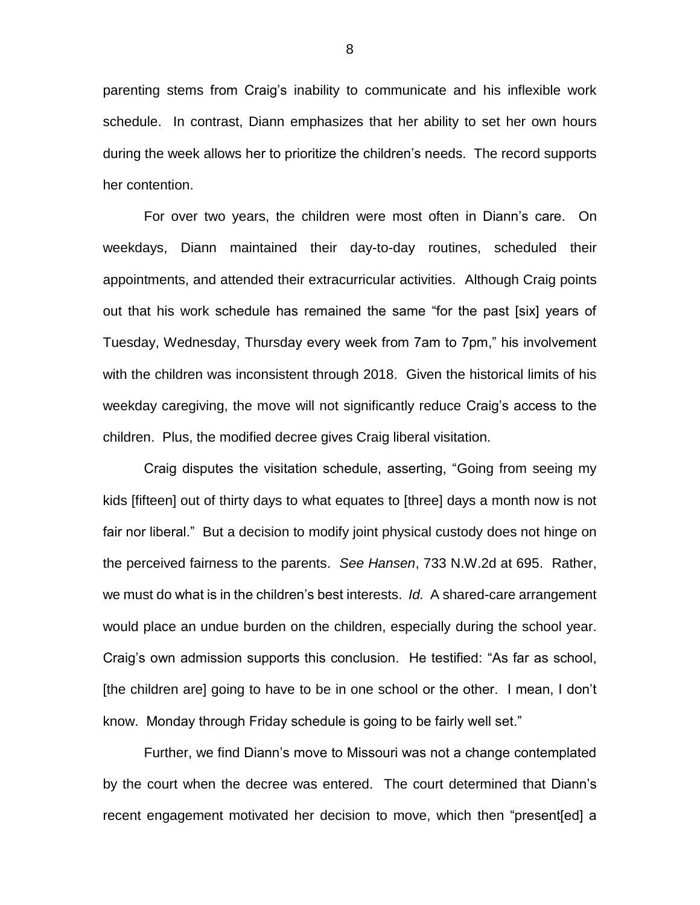parenting stems from Craig's inability to communicate and his inflexible work schedule. In contrast, Diann emphasizes that her ability to set her own hours during the week allows her to prioritize the children's needs. The record supports her contention.

For over two years, the children were most often in Diann's care. On weekdays, Diann maintained their day-to-day routines, scheduled their appointments, and attended their extracurricular activities. Although Craig points out that his work schedule has remained the same "for the past [six] years of Tuesday, Wednesday, Thursday every week from 7am to 7pm," his involvement with the children was inconsistent through 2018. Given the historical limits of his weekday caregiving, the move will not significantly reduce Craig's access to the children. Plus, the modified decree gives Craig liberal visitation.

Craig disputes the visitation schedule, asserting, "Going from seeing my kids [fifteen] out of thirty days to what equates to [three] days a month now is not fair nor liberal." But a decision to modify joint physical custody does not hinge on the perceived fairness to the parents. *See Hansen*, 733 N.W.2d at 695. Rather, we must do what is in the children's best interests. *Id.* A shared-care arrangement would place an undue burden on the children, especially during the school year. Craig's own admission supports this conclusion. He testified: "As far as school, [the children are] going to have to be in one school or the other. I mean, I don't know. Monday through Friday schedule is going to be fairly well set."

Further, we find Diann's move to Missouri was not a change contemplated by the court when the decree was entered. The court determined that Diann's recent engagement motivated her decision to move, which then "present[ed] a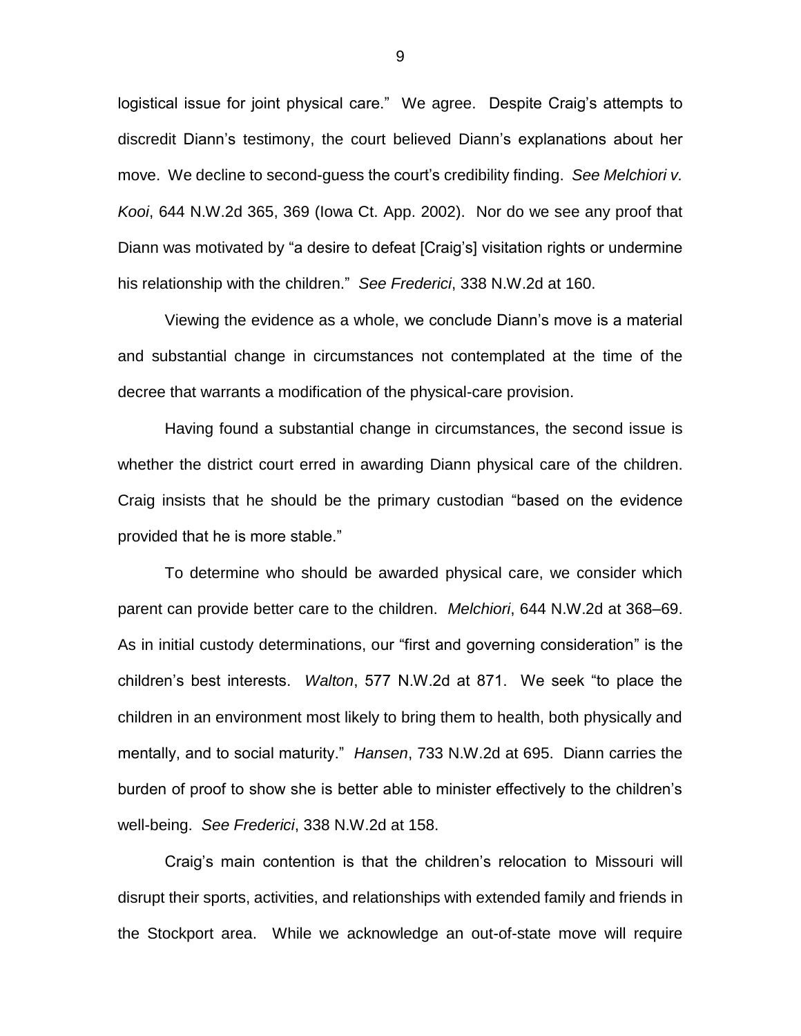logistical issue for joint physical care." We agree. Despite Craig's attempts to discredit Diann's testimony, the court believed Diann's explanations about her move. We decline to second-guess the court's credibility finding. *See Melchiori v. Kooi*, 644 N.W.2d 365, 369 (Iowa Ct. App. 2002). Nor do we see any proof that Diann was motivated by "a desire to defeat [Craig's] visitation rights or undermine his relationship with the children." *See Frederici*, 338 N.W.2d at 160.

Viewing the evidence as a whole, we conclude Diann's move is a material and substantial change in circumstances not contemplated at the time of the decree that warrants a modification of the physical-care provision.

Having found a substantial change in circumstances, the second issue is whether the district court erred in awarding Diann physical care of the children. Craig insists that he should be the primary custodian "based on the evidence provided that he is more stable."

To determine who should be awarded physical care, we consider which parent can provide better care to the children. *Melchiori*, 644 N.W.2d at 368–69. As in initial custody determinations, our "first and governing consideration" is the children's best interests. *Walton*, 577 N.W.2d at 871. We seek "to place the children in an environment most likely to bring them to health, both physically and mentally, and to social maturity." *Hansen*, 733 N.W.2d at 695. Diann carries the burden of proof to show she is better able to minister effectively to the children's well-being. *See Frederici*, 338 N.W.2d at 158.

Craig's main contention is that the children's relocation to Missouri will disrupt their sports, activities, and relationships with extended family and friends in the Stockport area. While we acknowledge an out-of-state move will require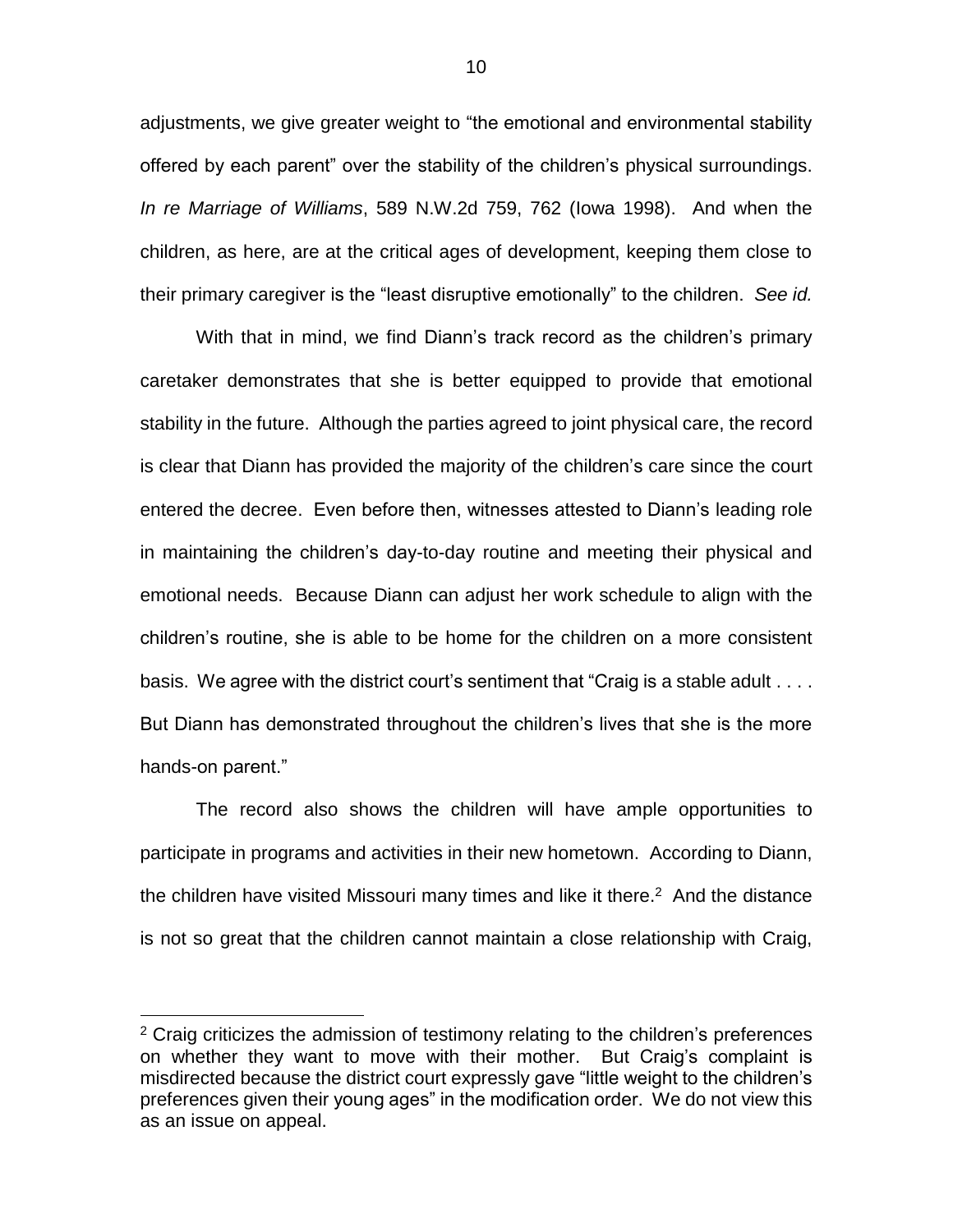adjustments, we give greater weight to "the emotional and environmental stability offered by each parent" over the stability of the children's physical surroundings. *In re Marriage of Williams*, 589 N.W.2d 759, 762 (Iowa 1998). And when the children, as here, are at the critical ages of development, keeping them close to their primary caregiver is the "least disruptive emotionally" to the children. *See id.*

With that in mind, we find Diann's track record as the children's primary caretaker demonstrates that she is better equipped to provide that emotional stability in the future. Although the parties agreed to joint physical care, the record is clear that Diann has provided the majority of the children's care since the court entered the decree. Even before then, witnesses attested to Diann's leading role in maintaining the children's day-to-day routine and meeting their physical and emotional needs. Because Diann can adjust her work schedule to align with the children's routine, she is able to be home for the children on a more consistent basis. We agree with the district court's sentiment that "Craig is a stable adult . . . . But Diann has demonstrated throughout the children's lives that she is the more hands-on parent."

The record also shows the children will have ample opportunities to participate in programs and activities in their new hometown. According to Diann, the children have visited Missouri many times and like it there.[2] And the distance is not so great that the children cannot maintain a close relationship with Craig,

[2] Craig criticizes the admission of testimony relating to the children's preferences on whether they want to move with their mother. But Craig's complaint is misdirected because the district court expressly gave "little weight to the children's preferences given their young ages" in the modification order. We do not view this as an issue on appeal.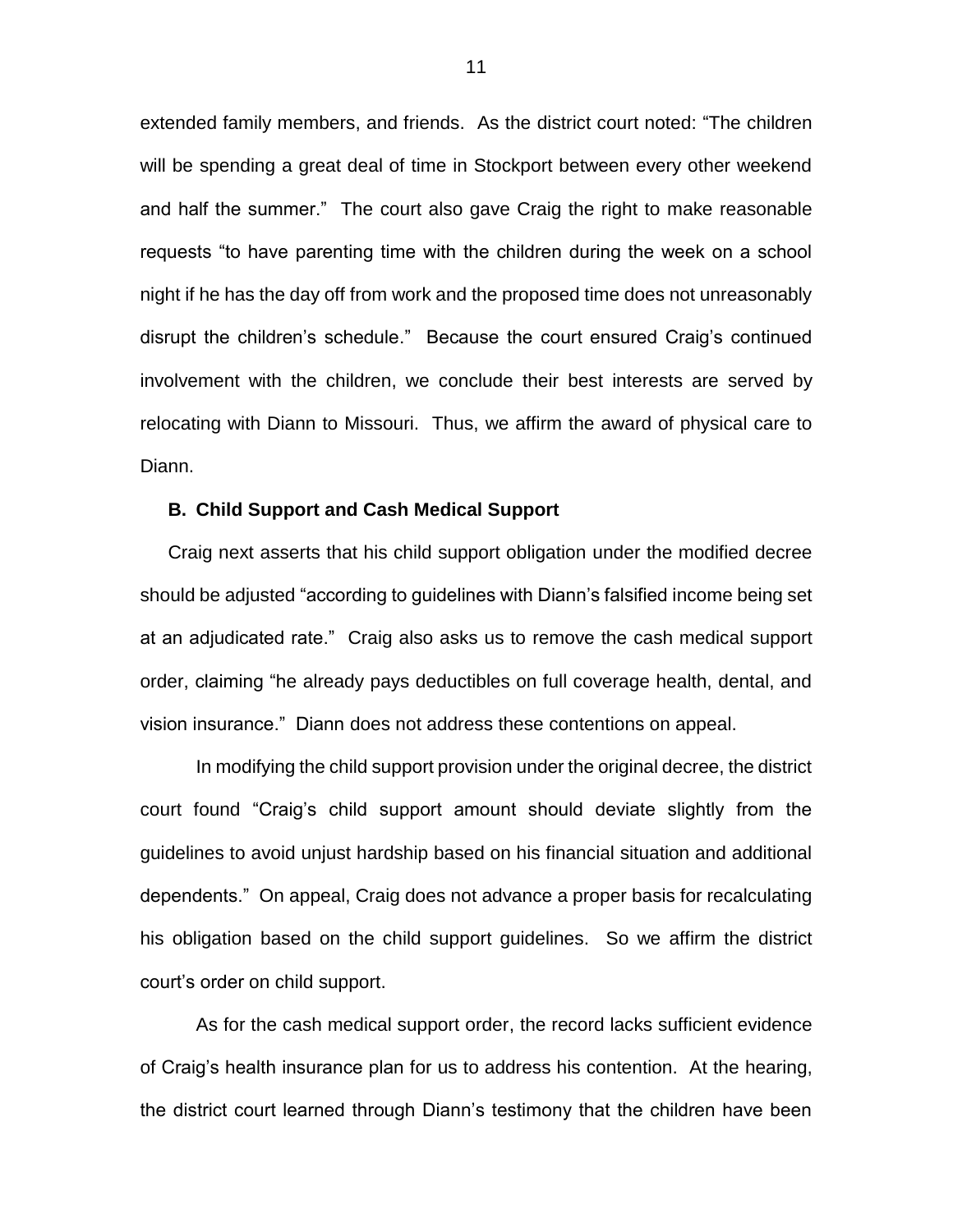extended family members, and friends. As the district court noted: "The children will be spending a great deal of time in Stockport between every other weekend and half the summer." The court also gave Craig the right to make reasonable requests "to have parenting time with the children during the week on a school night if he has the day off from work and the proposed time does not unreasonably disrupt the children's schedule." Because the court ensured Craig's continued involvement with the children, we conclude their best interests are served by relocating with Diann to Missouri. Thus, we affirm the award of physical care to Diann.

**B. Child Support and Cash Medical Support**

Craig next asserts that his child support obligation under the modified decree should be adjusted "according to guidelines with Diann's falsified income being set at an adjudicated rate." Craig also asks us to remove the cash medical support order, claiming "he already pays deductibles on full coverage health, dental, and vision insurance." Diann does not address these contentions on appeal.

In modifying the child support provision under the original decree, the district court found "Craig's child support amount should deviate slightly from the guidelines to avoid unjust hardship based on his financial situation and additional dependents." On appeal, Craig does not advance a proper basis for recalculating his obligation based on the child support guidelines. So we affirm the district court's order on child support.

As for the cash medical support order, the record lacks sufficient evidence of Craig's health insurance plan for us to address his contention. At the hearing, the district court learned through Diann's testimony that the children have been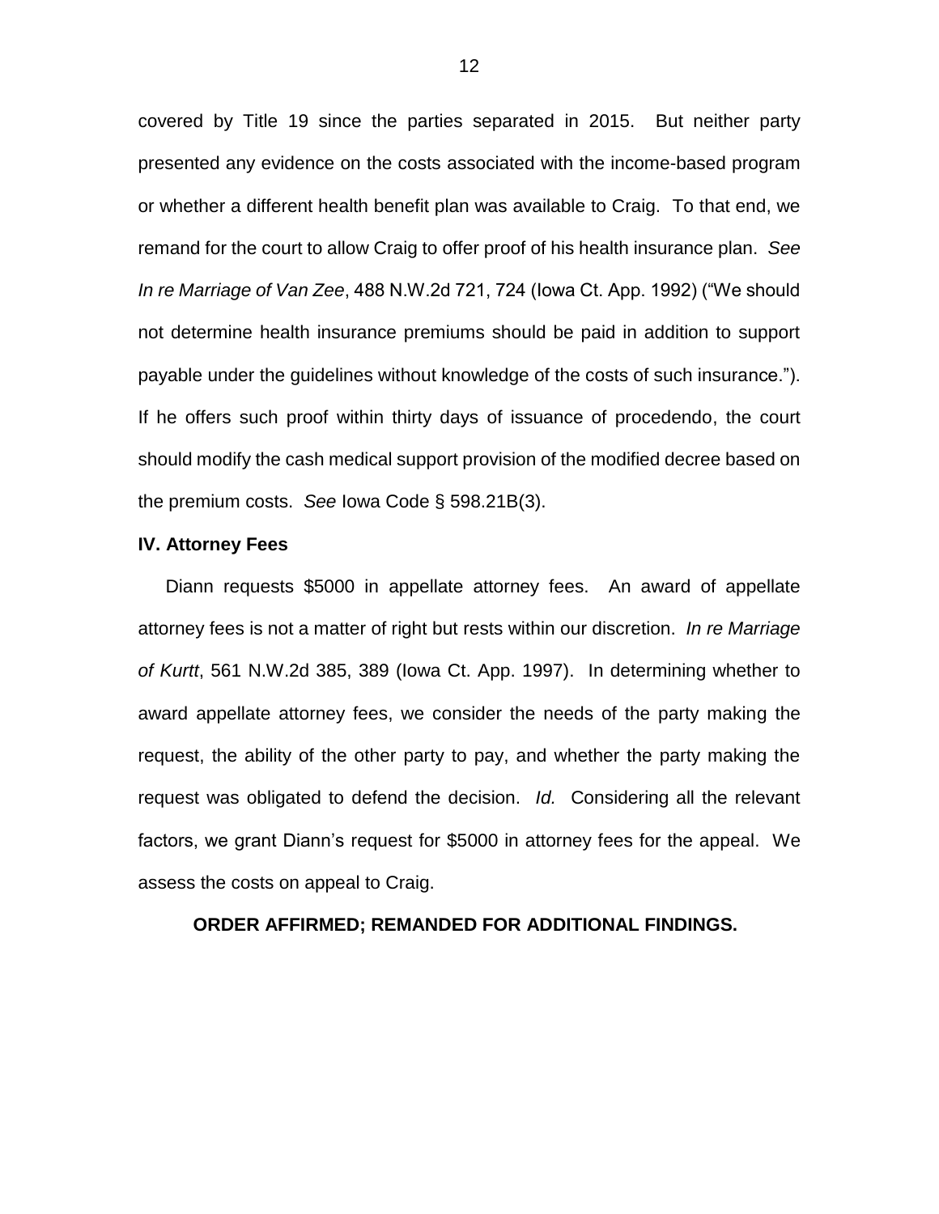covered by Title 19 since the parties separated in 2015. But neither party presented any evidence on the costs associated with the income-based program or whether a different health benefit plan was available to Craig. To that end, we remand for the court to allow Craig to offer proof of his health insurance plan. *See In re Marriage of Van Zee*, 488 N.W.2d 721, 724 (Iowa Ct. App. 1992) ("We should not determine health insurance premiums should be paid in addition to support payable under the guidelines without knowledge of the costs of such insurance."). If he offers such proof within thirty days of issuance of procedendo, the court should modify the cash medical support provision of the modified decree based on the premium costs. *See* Iowa Code § 598.21B(3).

**IV. Attorney Fees**

Diann requests $5000 in appellate attorney fees. An award of appellate attorney fees is not a matter of right but rests within our discretion. *In re Marriage of Kurtt*, 561 N.W.2d 385, 389 (Iowa Ct. App. 1997). In determining whether to award appellate attorney fees, we consider the needs of the party making the request, the ability of the other party to pay, and whether the party making the request was obligated to defend the decision. *Id.* Considering all the relevant factors, we grant Diann's request for $5000 in attorney fees for the appeal. We assess the costs on appeal to Craig.

**ORDER AFFIRMED; REMANDED FOR ADDITIONAL FINDINGS.**